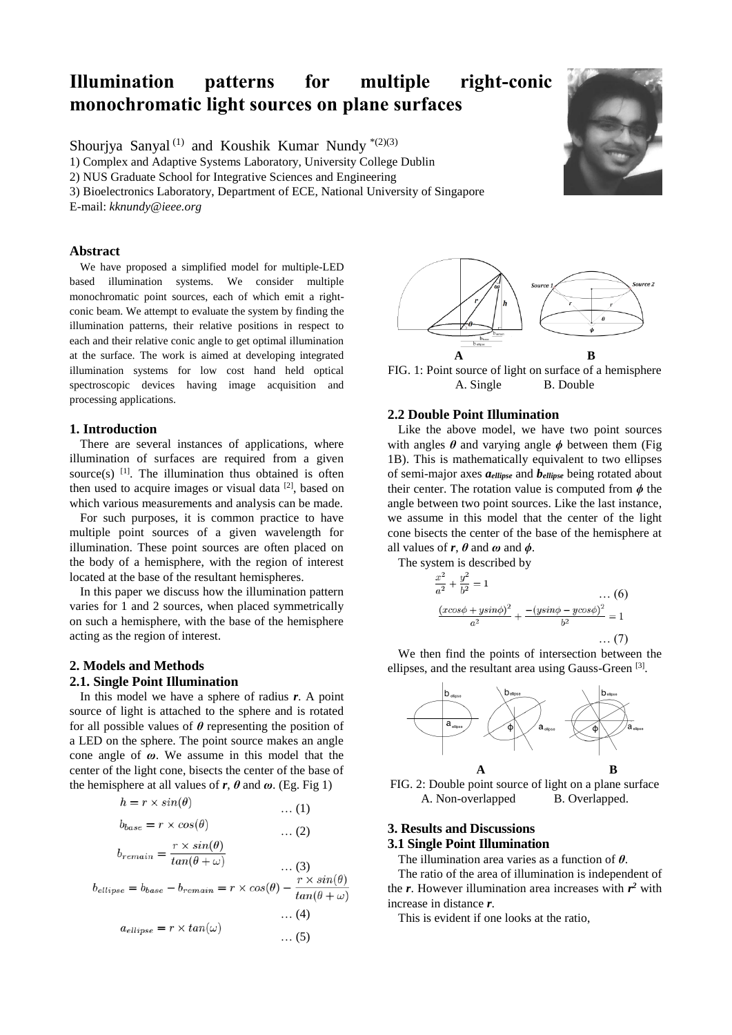# Illumination patterns for multiple right-conic monochromatic light sources on plane surfaces

Shourjya Sanyal [1] and Koushik Kumar Nundy *[2][3]

1) Complex and Adaptive Systems Laboratory, University College Dublin
2) NUS Graduate School for Integrative Sciences and Engineering
3) Bioelectronics Laboratory, Department of ECE, National University of Singapore
E-mail: *kknundy@ieee.org*

### Abstract

We have proposed a simplified model for multiple-LED based illumination systems. We consider multiple monochromatic point sources, each of which emit a right-conic beam. We attempt to evaluate the system by finding the illumination patterns, their relative positions in respect to each and their relative conic angle to get optimal illumination at the surface. The work is aimed at developing integrated illumination systems for low cost hand held optical spectroscopic devices having image acquisition and processing applications.

### 1. Introduction

There are several instances of applications, where illumination of surfaces are required from a given source(s) [1]. The illumination thus obtained is often then used to acquire images or visual data [2], based on which various measurements and analysis can be made.

For such purposes, it is common practice to have multiple point sources of a given wavelength for illumination. These point sources are often placed on the body of a hemisphere, with the region of interest located at the base of the resultant hemispheres.

In this paper we discuss how the illumination pattern varies for 1 and 2 sources, when placed symmetrically on such a hemisphere, with the base of the hemisphere acting as the region of interest.

### 2. Models and Methods

### 2.1. Single Point Illumination

In this model we have a sphere of radius $\boldsymbol{r}$. A point source of light is attached to the sphere and is rotated for all possible values of $\boldsymbol{\theta}$ representing the position of a LED on the sphere. The point source makes an angle cone angle of $\boldsymbol{\omega}$. We assume in this model that the center of the light cone, bisects the center of the base of the hemisphere at all values of $\boldsymbol{r}$, $\boldsymbol{\theta}$ and $\boldsymbol{\omega}$. (Eg. Fig 1)

$$h = r \times sin(\theta) \quad \dots (1)$$

$$b_{base} = r \times cos(\theta) \quad \dots (2)$$

$$b_{remain} = \frac{r \times sin(\theta)}{tan(\theta + \omega)} \quad \dots (3)$$

$$b_{ellipse} = b_{base} - b_{remain} = r \times cos(\theta) - \frac{r \times sin(\theta)}{tan(\theta + \omega)} \quad \dots (4)$$

$$a_{ellipse} = r \times tan(\omega) \quad \dots (5)$$

FIG. 1: Point source of light on surface of a hemisphere A. Single B. Double

### 2.2 Double Point Illumination

Like the above model, we have two point sources with angles $\boldsymbol{\theta}$ and varying angle $\boldsymbol{\phi}$ between them (Fig 1B). This is mathematically equivalent to two ellipses of semi-major axes $\boldsymbol{a_{ellipse}}$ and $\boldsymbol{b_{ellipse}}$ being rotated about their center. The rotation value is computed from $\boldsymbol{\phi}$ the angle between two point sources. Like the last instance, we assume in this model that the center of the light cone bisects the center of the base of the hemisphere at all values of $\boldsymbol{r}$, $\boldsymbol{\theta}$, $\boldsymbol{\omega}$ and $\boldsymbol{\phi}$.

The system is described by

$$\frac{x^2}{a^2} + \frac{y^2}{b^2} = 1 \quad \dots (6)$$

$$\frac{(xcos\phi + ysin\phi)^2}{a^2} + \frac{-(ysin\phi - ycos\phi)^2}{b^2} = 1 \quad \dots (7)$$

We then find the points of intersection between the ellipses, and the resultant area using Gauss-Green [3].

FIG. 2: Double point source of light on a plane surface A. Non-overlapped B. Overlapped.

### 3. Results and Discussions

### 3.1 Single Point Illumination

The illumination area varies as a function of $\boldsymbol{\theta}$.

The ratio of the area of illumination is independent of the $\boldsymbol{r}$. However illumination area increases with $\boldsymbol{r^2}$ with increase in distance $\boldsymbol{r}$.

This is evident if one looks at the ratio,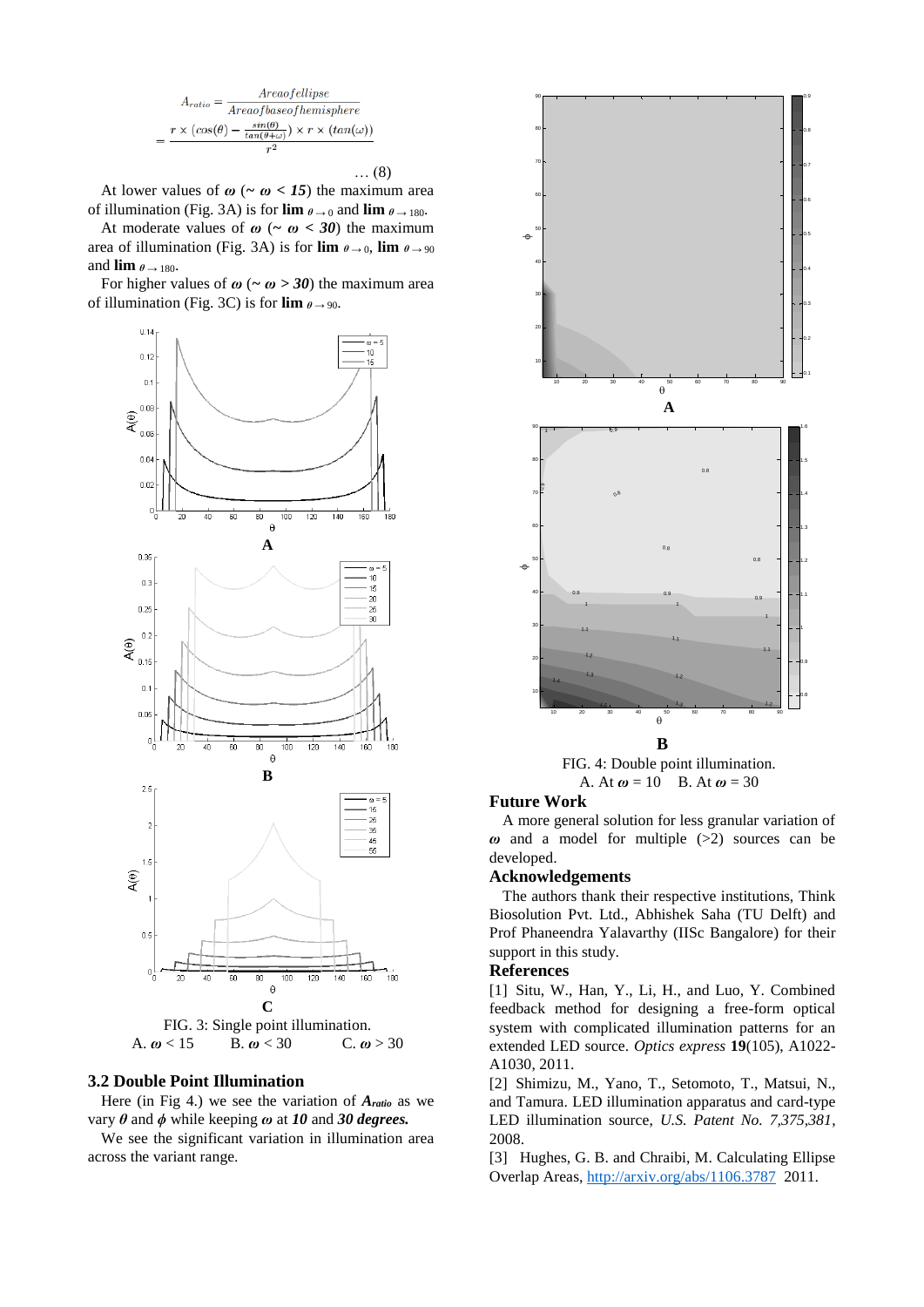$$A_{ratio} = \frac{Area of ellipse}{Area of base of hemisphere}$$

$$= \frac{r \times (\cos(\theta) - \frac{\sin(\theta)}{\tan(\theta+\omega)}) \times r \times (\tan(\omega))}{r^2}$$

… (8)

At lower values of $\omega$ (~ $\omega < 15$) the maximum area of illumination (Fig. 3A) is for $\lim_{\theta \to 0}$ and $\lim_{\theta \to 180}$.

At moderate values of $\omega$ (~ $\omega < 30$) the maximum area of illumination (Fig. 3A) is for $\lim_{\theta \to 0}$, $\lim_{\theta \to 90}$ and $\lim_{\theta \to 180}$.

For higher values of $\omega$ (~ $\omega > 30$) the maximum area of illumination (Fig. 3C) is for $\lim_{\theta \to 90}$.

A(θ)
θ
ω = 5
10
15
A

A(θ)
θ
ω = 5
10
15
20
25
30
B

A(θ)
θ
ω = 5
15
25
35
45
55
C

FIG. 3: Single point illumination.
A. $\omega < 15$   B. $\omega < 30$   C. $\omega > 30$

### 3.2 Double Point Illumination

Here (in Fig 4.) we see the variation of $A_{ratio}$ as we vary $\theta$ and $\phi$ while keeping $\omega$ at *10* and *30 degrees.*

We see the significant variation in illumination area across the variant range.

ϕ
θ
A

ϕ
θ
B

FIG. 4: Double point illumination.
A. At $\omega = 10$   B. At $\omega = 30$

### Future Work

A more general solution for less granular variation of $\omega$ and a model for multiple (>2) sources can be developed.

### Acknowledgements

The authors thank their respective institutions, Think Biosolution Pvt. Ltd., Abhishek Saha (TU Delft) and Prof Phaneendra Yalavarthy (IISc Bangalore) for their support in this study.

### References

[1] Situ, W., Han, Y., Li, H., and Luo, Y. Combined feedback method for designing a free-form optical system with complicated illumination patterns for an extended LED source. *Optics express* **19**(105), A1022-A1030, 2011.

[2] Shimizu, M., Yano, T., Setomoto, T., Matsui, N., and Tamura. LED illumination apparatus and card-type LED illumination source, *U.S. Patent No. 7,375,381*, 2008.

[3] Hughes, G. B. and Chraibi, M. Calculating Ellipse Overlap Areas, http://arxiv.org/abs/1106.3787 2011.